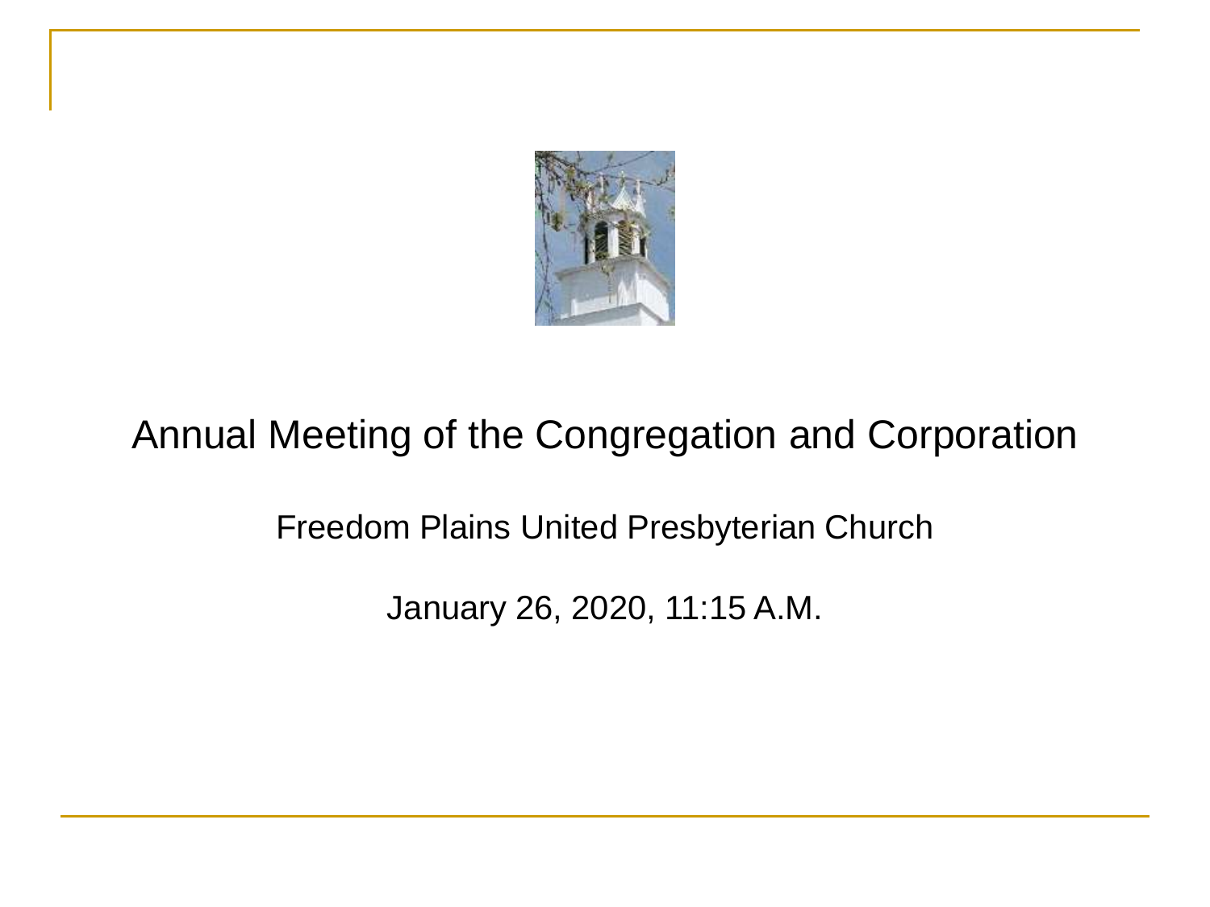# Annual Meeting of the Congregation and Corporation

Freedom Plains United Presbyterian Church

January 26, 2020, 11:15 A.M.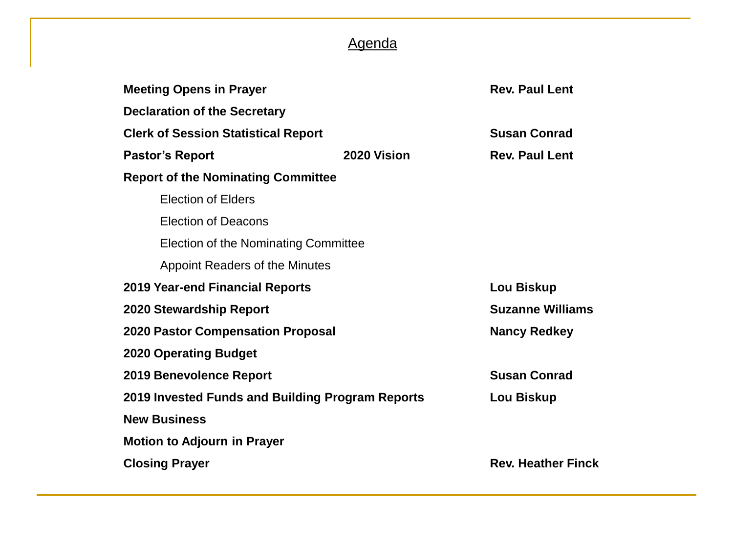# Agenda

| | | |
|---|---|---|
| **Meeting Opens in Prayer** | | **Rev. Paul Lent** |
| **Declaration of the Secretary** | | |
| **Clerk of Session Statistical Report** | | **Susan Conrad** |
| **Pastor's Report** | **2020 Vision** | **Rev. Paul Lent** |
| **Report of the Nominating Committee** | | |
| Election of Elders | | |
| Election of Deacons | | |
| Election of the Nominating Committee | | |
| Appoint Readers of the Minutes | | |
| **2019 Year-end Financial Reports** | | **Lou Biskup** |
| **2020 Stewardship Report** | | **Suzanne Williams** |
| **2020 Pastor Compensation Proposal** | | **Nancy Redkey** |
| **2020 Operating Budget** | | |
| **2019 Benevolence Report** | | **Susan Conrad** |
| **2019 Invested Funds and Building Program Reports** | | **Lou Biskup** |
| **New Business** | | |
| **Motion to Adjourn in Prayer** | | |
| **Closing Prayer** | | **Rev. Heather Finck** |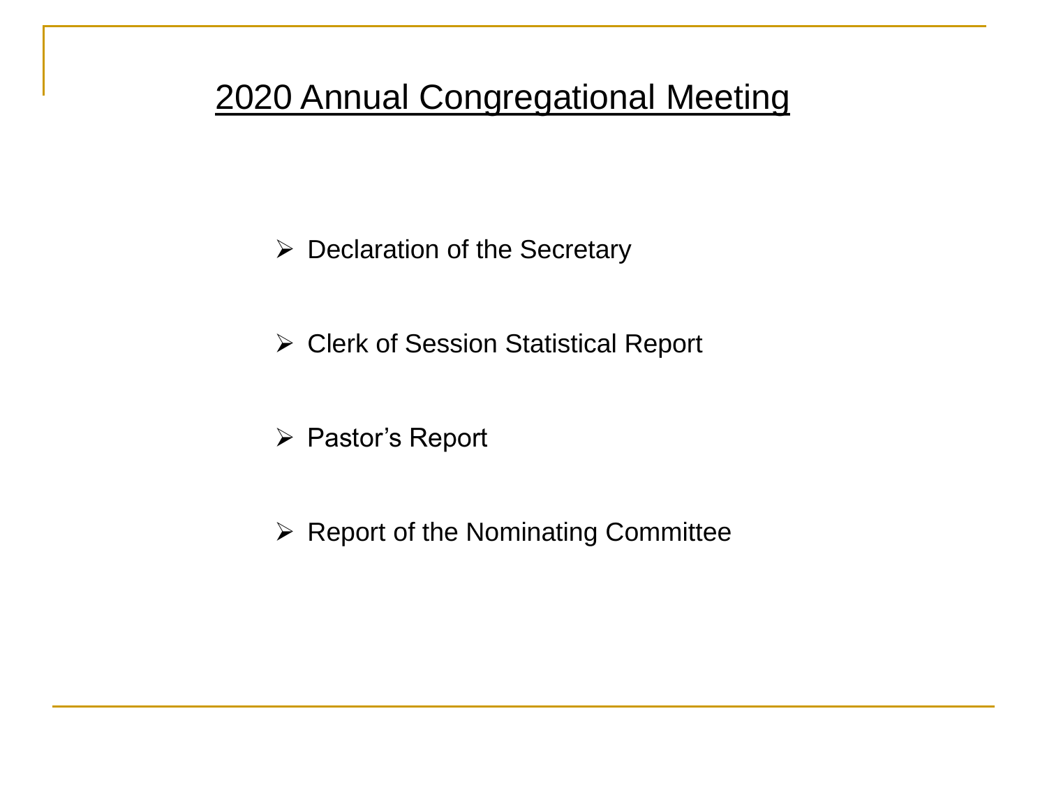## 2020 Annual Congregational Meeting

- Declaration of the Secretary
- Clerk of Session Statistical Report
- Pastor's Report
- Report of the Nominating Committee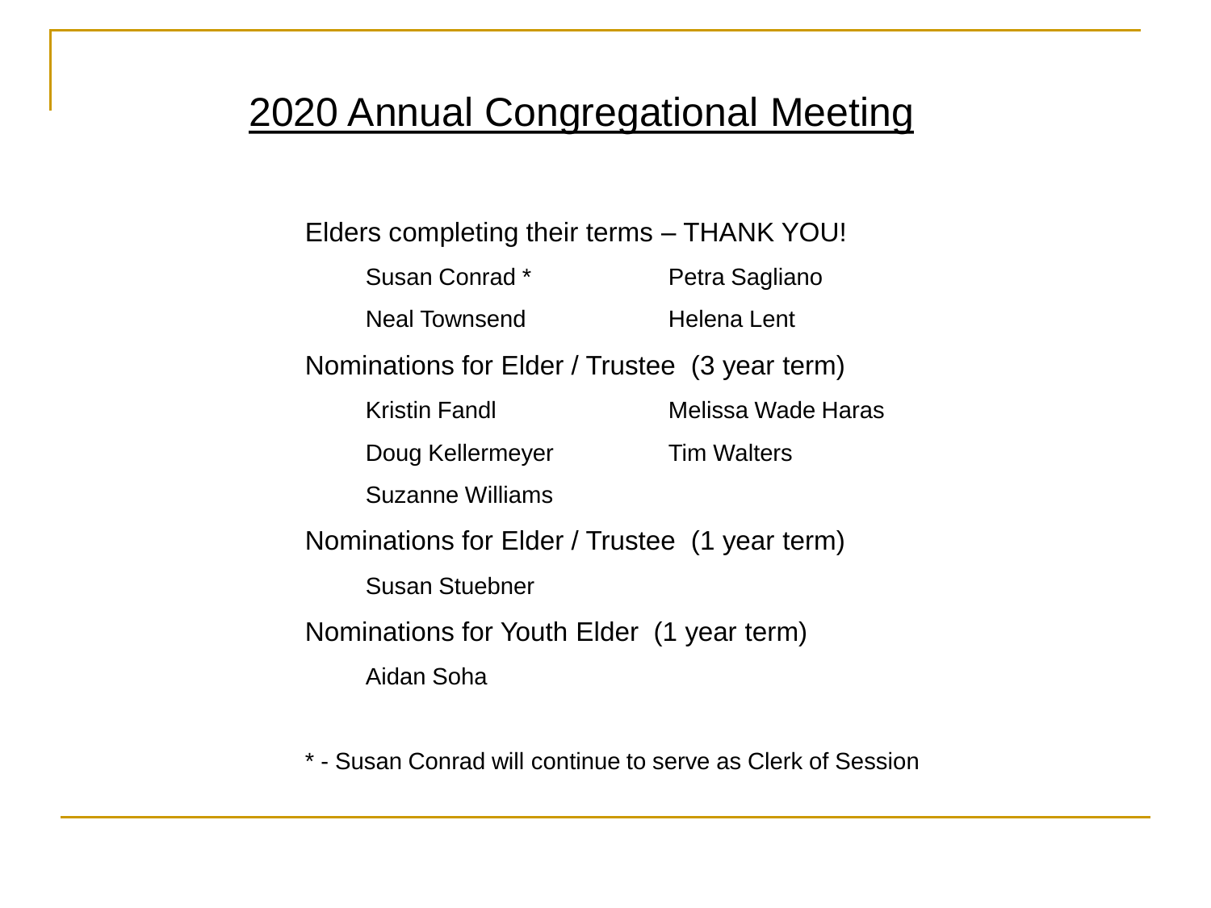# 2020 Annual Congregational Meeting

Elders completing their terms – THANK YOU!

- Susan Conrad *
- Petra Sagliano
- Neal Townsend
- Helena Lent

Nominations for Elder / Trustee (3 year term)

- Kristin Fandl
- Melissa Wade Haras
- Doug Kellermeyer
- Tim Walters
- Suzanne Williams

Nominations for Elder / Trustee (1 year term)

- Susan Stuebner

Nominations for Youth Elder (1 year term)

- Aidan Soha

* - Susan Conrad will continue to serve as Clerk of Session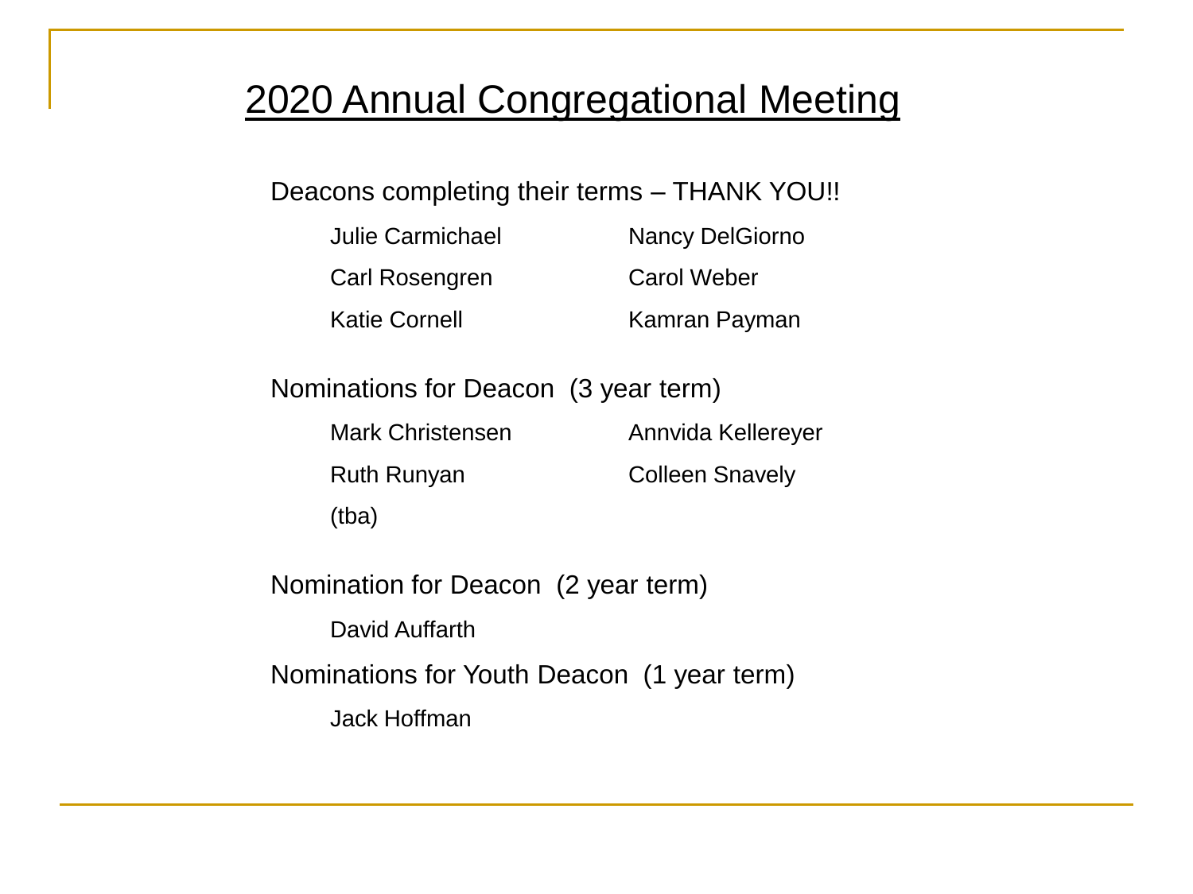# 2020 Annual Congregational Meeting

Deacons completing their terms – THANK YOU!!

- Julie Carmichael
- Nancy DelGiorno
- Carl Rosengren
- Carol Weber
- Katie Cornell
- Kamran Payman

Nominations for Deacon (3 year term)

- Mark Christensen
- Annvida Kellereyer
- Ruth Runyan
- Colleen Snavely
- (tba)

Nomination for Deacon (2 year term)

- David Auffarth

Nominations for Youth Deacon (1 year term)

- Jack Hoffman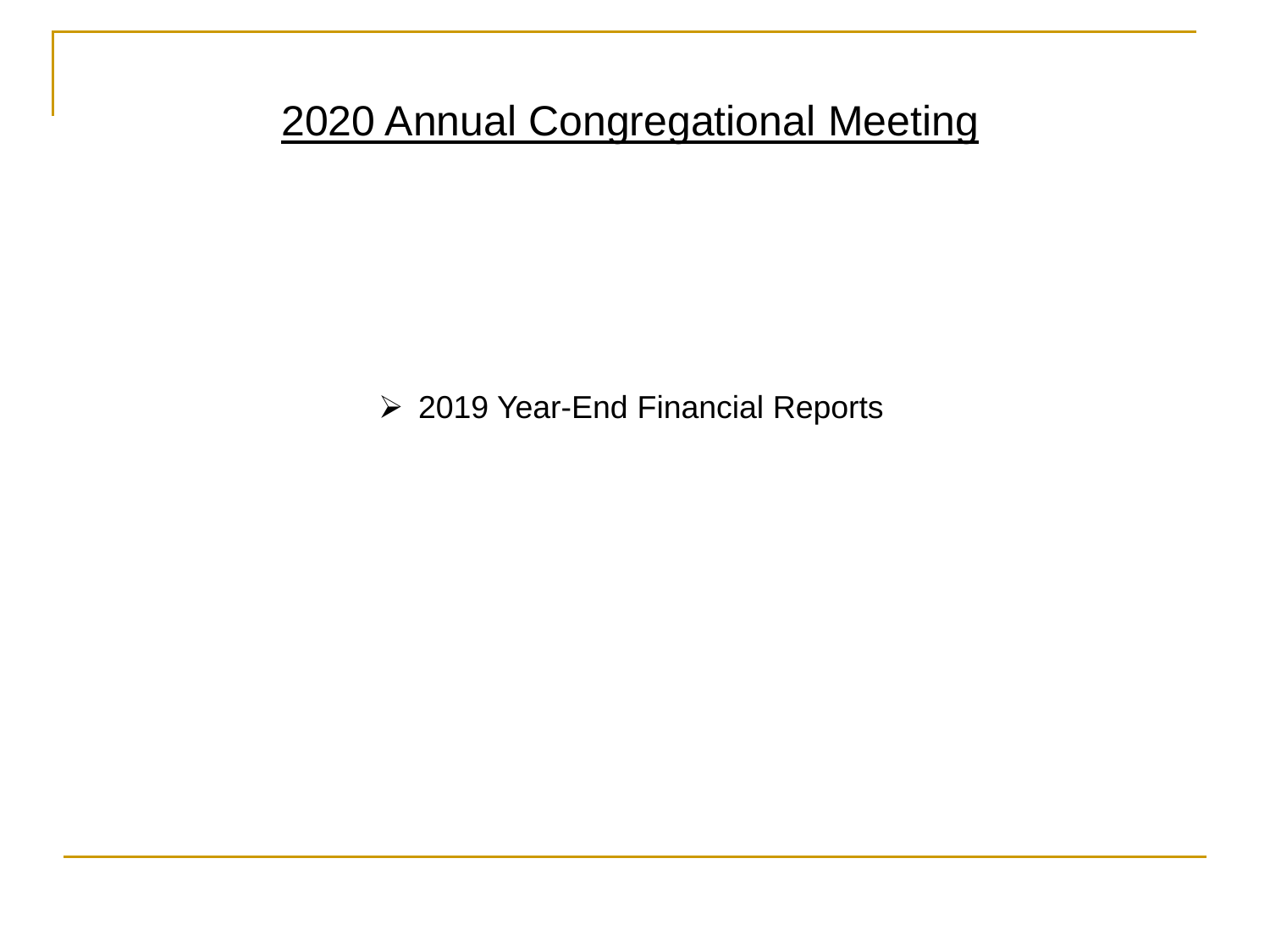# 2020 Annual Congregational Meeting

- 2019 Year-End Financial Reports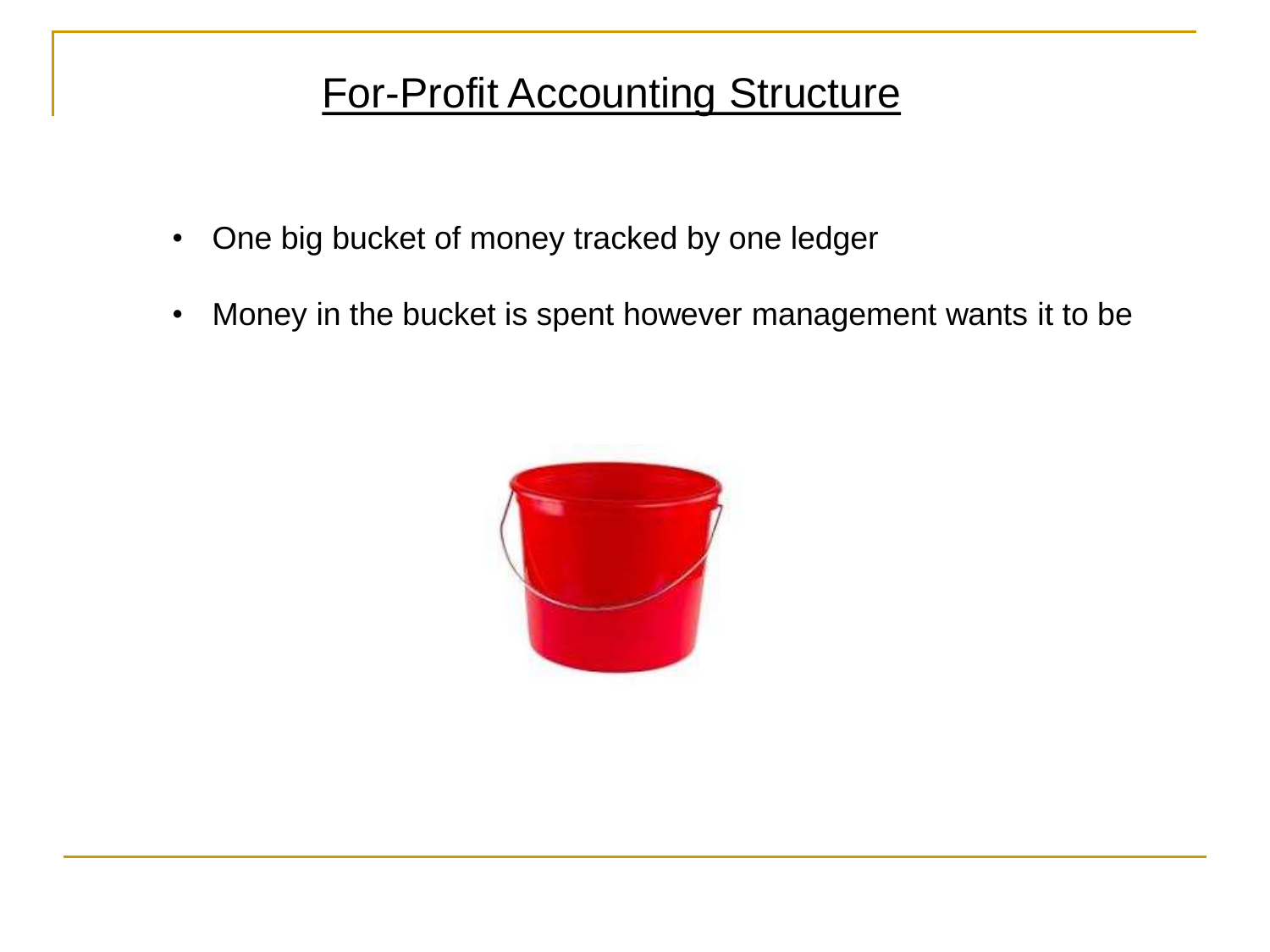# For-Profit Accounting Structure

- One big bucket of money tracked by one ledger
- Money in the bucket is spent however management wants it to be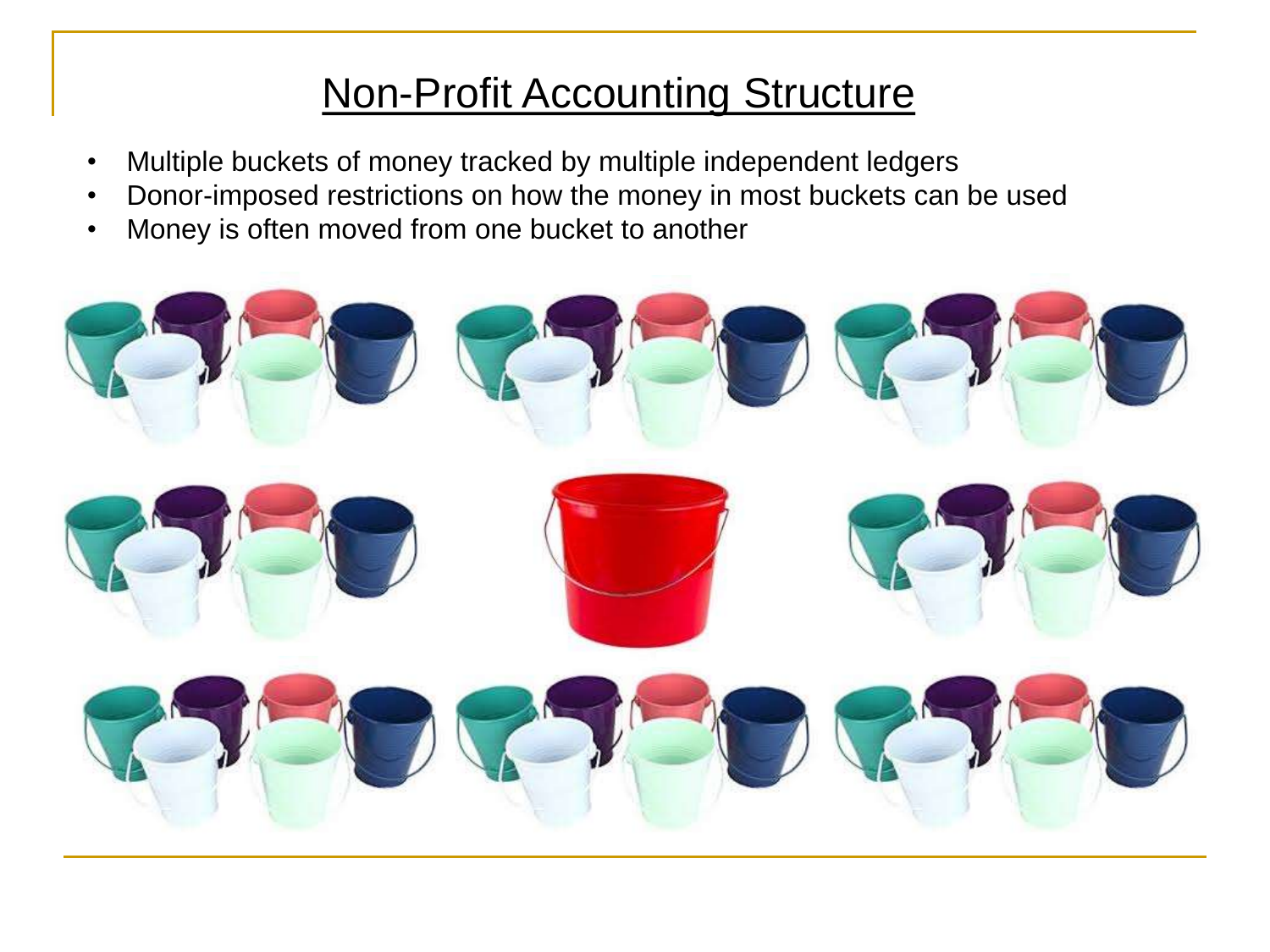# Non-Profit Accounting Structure

- Multiple buckets of money tracked by multiple independent ledgers
- Donor-imposed restrictions on how the money in most buckets can be used
- Money is often moved from one bucket to another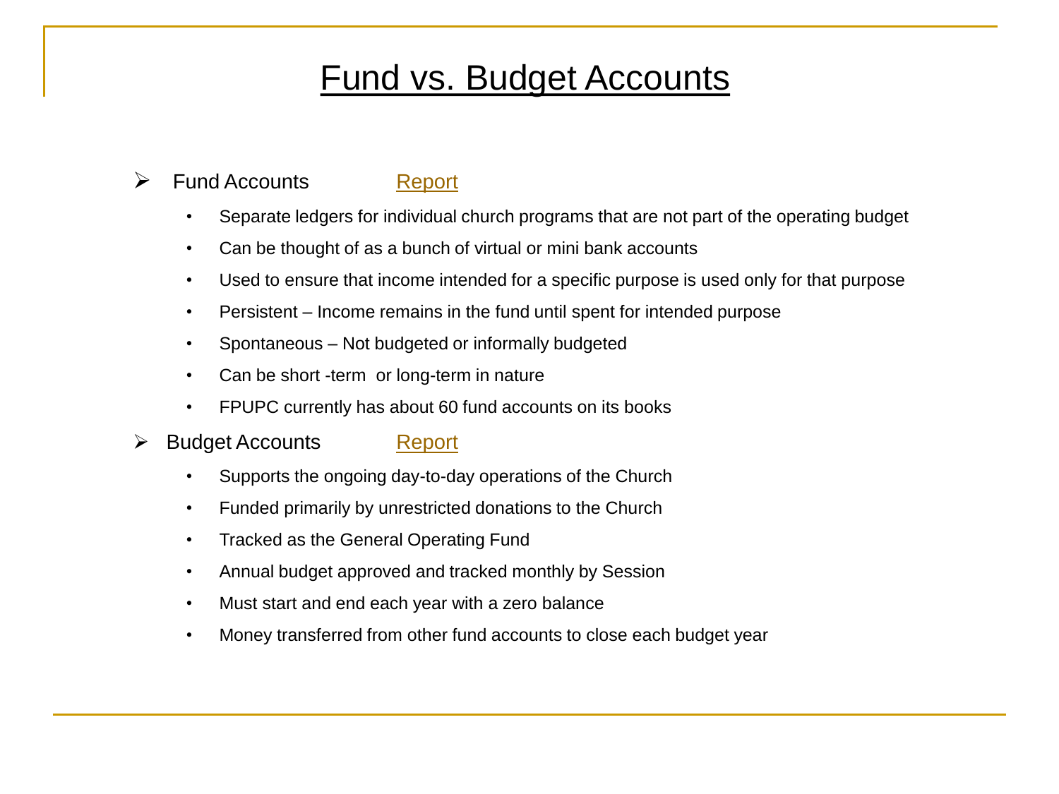# Fund vs. Budget Accounts

- Fund Accounts Report
  - Separate ledgers for individual church programs that are not part of the operating budget
  - Can be thought of as a bunch of virtual or mini bank accounts
  - Used to ensure that income intended for a specific purpose is used only for that purpose
  - Persistent – Income remains in the fund until spent for intended purpose
  - Spontaneous – Not budgeted or informally budgeted
  - Can be short -term or long-term in nature
  - FPUPC currently has about 60 fund accounts on its books
- Budget Accounts Report
  - Supports the ongoing day-to-day operations of the Church
  - Funded primarily by unrestricted donations to the Church
  - Tracked as the General Operating Fund
  - Annual budget approved and tracked monthly by Session
  - Must start and end each year with a zero balance
  - Money transferred from other fund accounts to close each budget year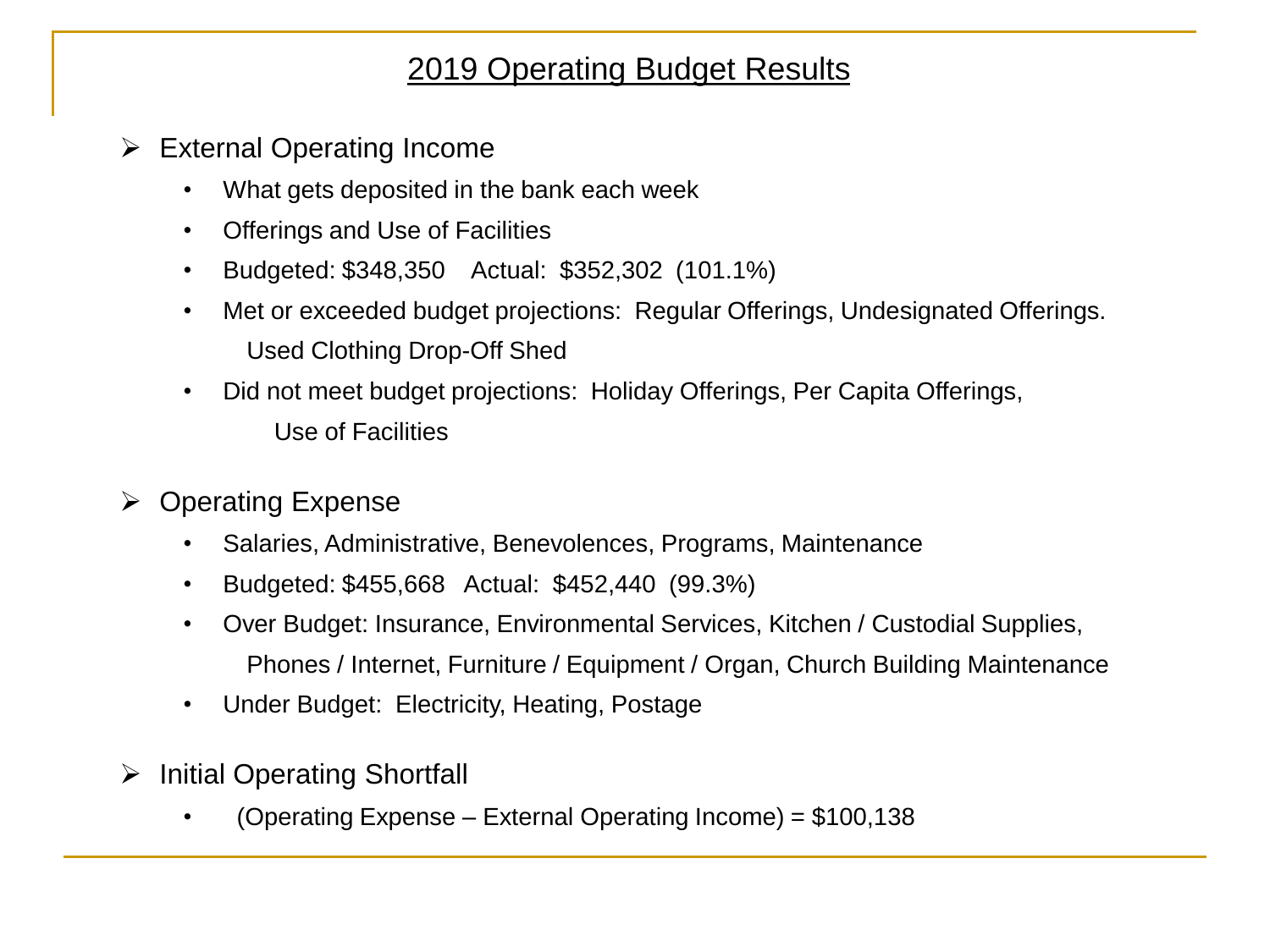# 2019 Operating Budget Results

- External Operating Income
  - What gets deposited in the bank each week
  - Offerings and Use of Facilities
  - Budgeted: $348,350 Actual: $352,302 (101.1%)
  - Met or exceeded budget projections: Regular Offerings, Undesignated Offerings. Used Clothing Drop-Off Shed
  - Did not meet budget projections: Holiday Offerings, Per Capita Offerings, Use of Facilities

- Operating Expense
  - Salaries, Administrative, Benevolences, Programs, Maintenance
  - Budgeted: $455,668 Actual: $452,440 (99.3%)
  - Over Budget: Insurance, Environmental Services, Kitchen / Custodial Supplies, Phones / Internet, Furniture / Equipment / Organ, Church Building Maintenance
  - Under Budget: Electricity, Heating, Postage

- Initial Operating Shortfall
  - (Operating Expense – External Operating Income) = $100,138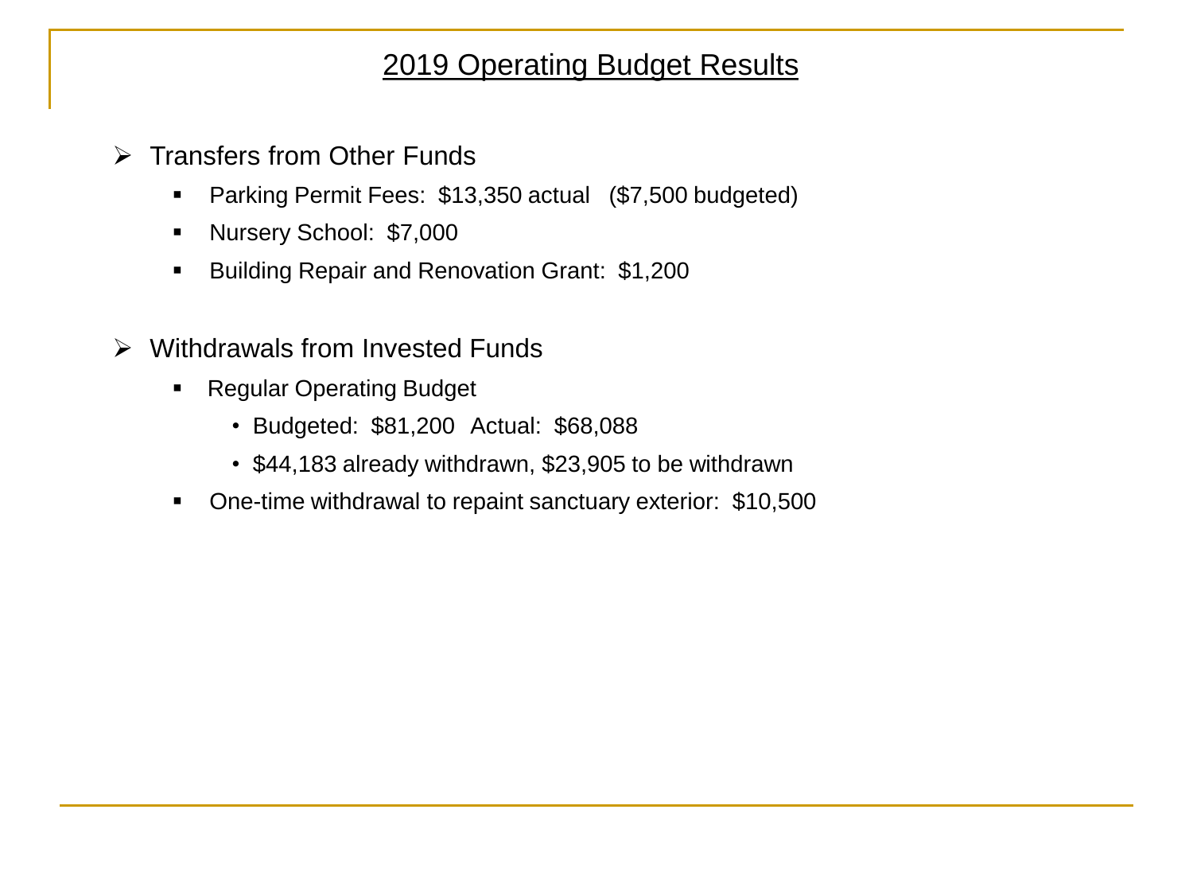# 2019 Operating Budget Results

- Transfers from Other Funds
  - Parking Permit Fees: $13,350 actual ($7,500 budgeted)
  - Nursery School: $7,000
  - Building Repair and Renovation Grant: $1,200

- Withdrawals from Invested Funds
  - Regular Operating Budget
    - Budgeted: $81,200 Actual: $68,088
    - $44,183 already withdrawn, $23,905 to be withdrawn
  - One-time withdrawal to repaint sanctuary exterior: $10,500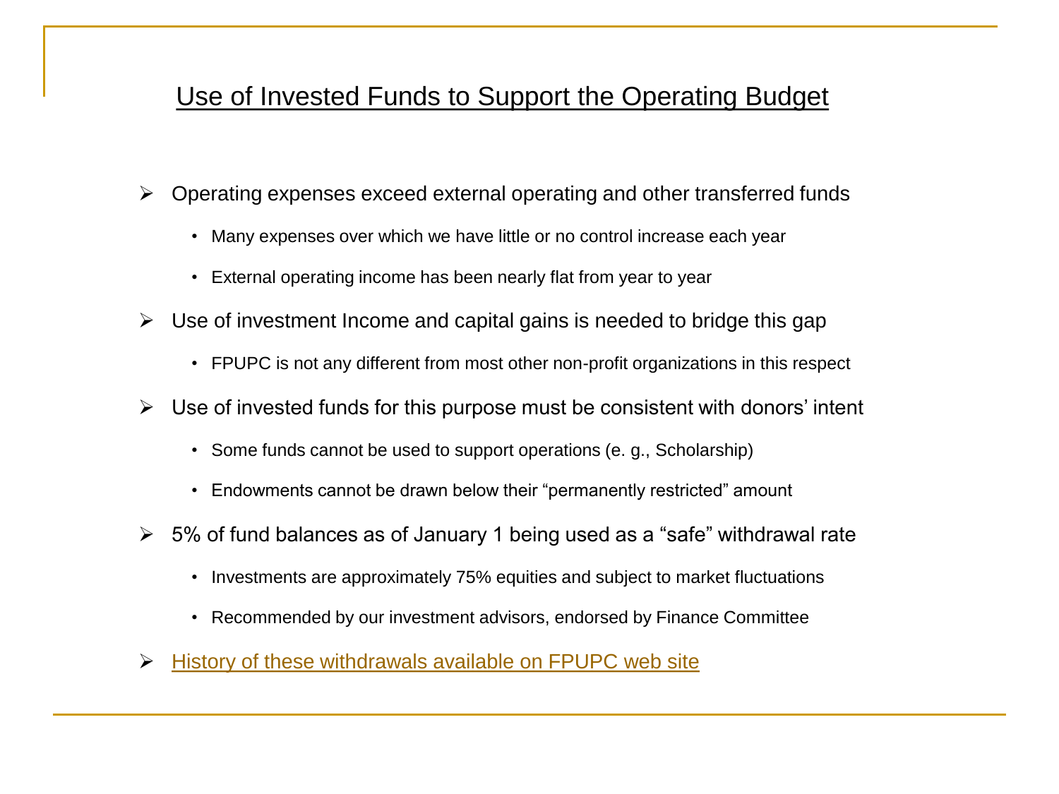# Use of Invested Funds to Support the Operating Budget

- Operating expenses exceed external operating and other transferred funds
  - Many expenses over which we have little or no control increase each year
  - External operating income has been nearly flat from year to year
- Use of investment Income and capital gains is needed to bridge this gap
  - FPUPC is not any different from most other non-profit organizations in this respect
- Use of invested funds for this purpose must be consistent with donors' intent
  - Some funds cannot be used to support operations (e. g., Scholarship)
  - Endowments cannot be drawn below their "permanently restricted" amount
- 5% of fund balances as of January 1 being used as a "safe" withdrawal rate
  - Investments are approximately 75% equities and subject to market fluctuations
  - Recommended by our investment advisors, endorsed by Finance Committee
- History of these withdrawals available on FPUPC web site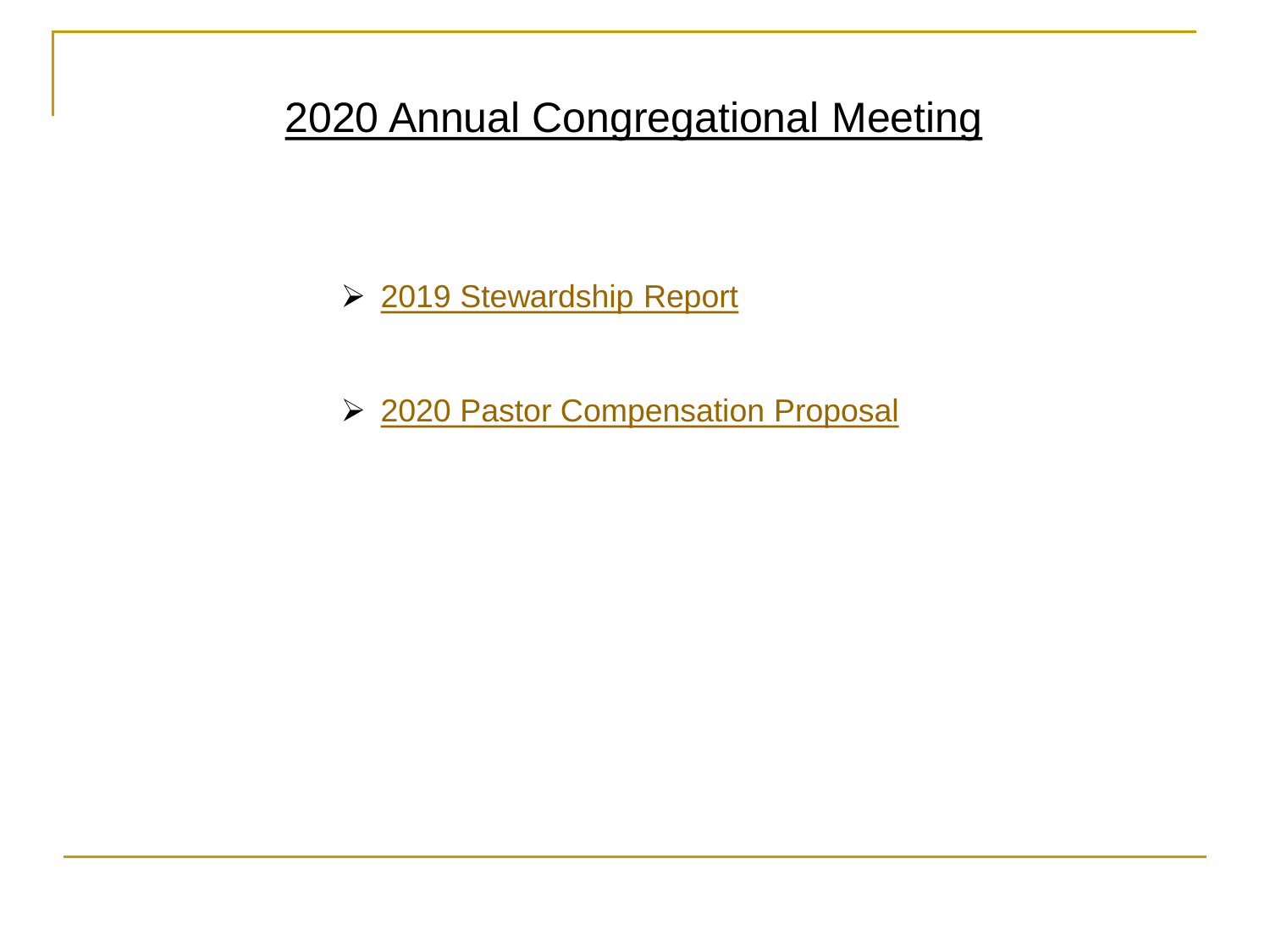# 2020 Annual Congregational Meeting

- 2019 Stewardship Report
- 2020 Pastor Compensation Proposal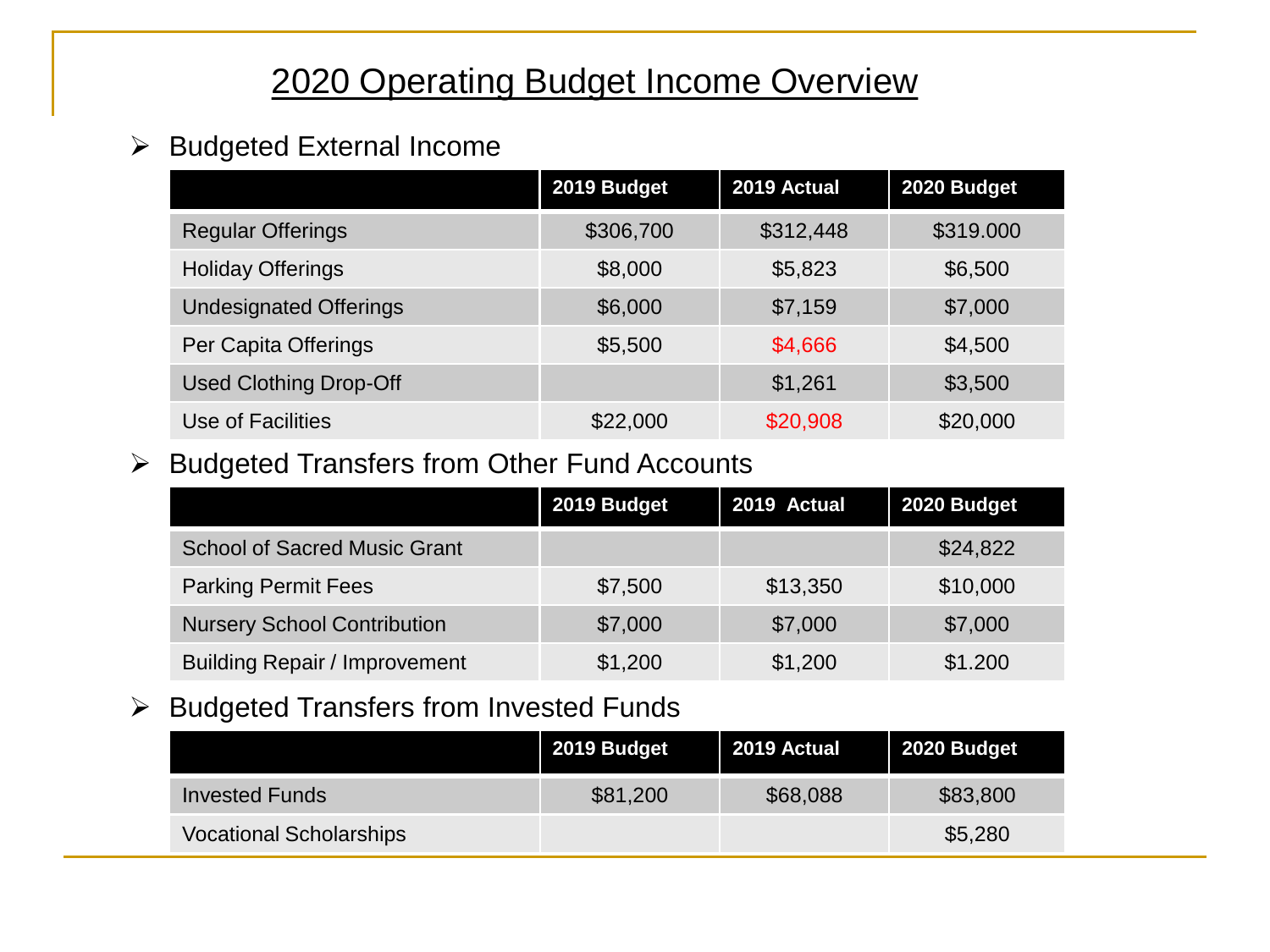# 2020 Operating Budget Income Overview

- Budgeted External Income

| | 2019 Budget | 2019 Actual | 2020 Budget |
|---|---|---|---|
| Regular Offerings | $306,700 | $312,448 | $319.000 |
| Holiday Offerings | $8,000 | $5,823 | $6,500 |
| Undesignated Offerings | $6,000 | $7,159 | $7,000 |
| Per Capita Offerings | $5,500 | $4,666 | $4,500 |
| Used Clothing Drop-Off | | $1,261 | $3,500 |
| Use of Facilities | $22,000 | $20,908 | $20,000 |

- Budgeted Transfers from Other Fund Accounts

| | 2019 Budget | 2019 Actual | 2020 Budget |
|---|---|---|---|
| School of Sacred Music Grant | | | $24,822 |
| Parking Permit Fees | $7,500 | $13,350 | $10,000 |
| Nursery School Contribution | $7,000 | $7,000 | $7,000 |
| Building Repair / Improvement | $1,200 | $1,200 | $1.200 |

- Budgeted Transfers from Invested Funds

| | 2019 Budget | 2019 Actual | 2020 Budget |
|---|---|---|---|
| Invested Funds | $81,200 | $68,088 | $83,800 |
| Vocational Scholarships | | | $5,280 |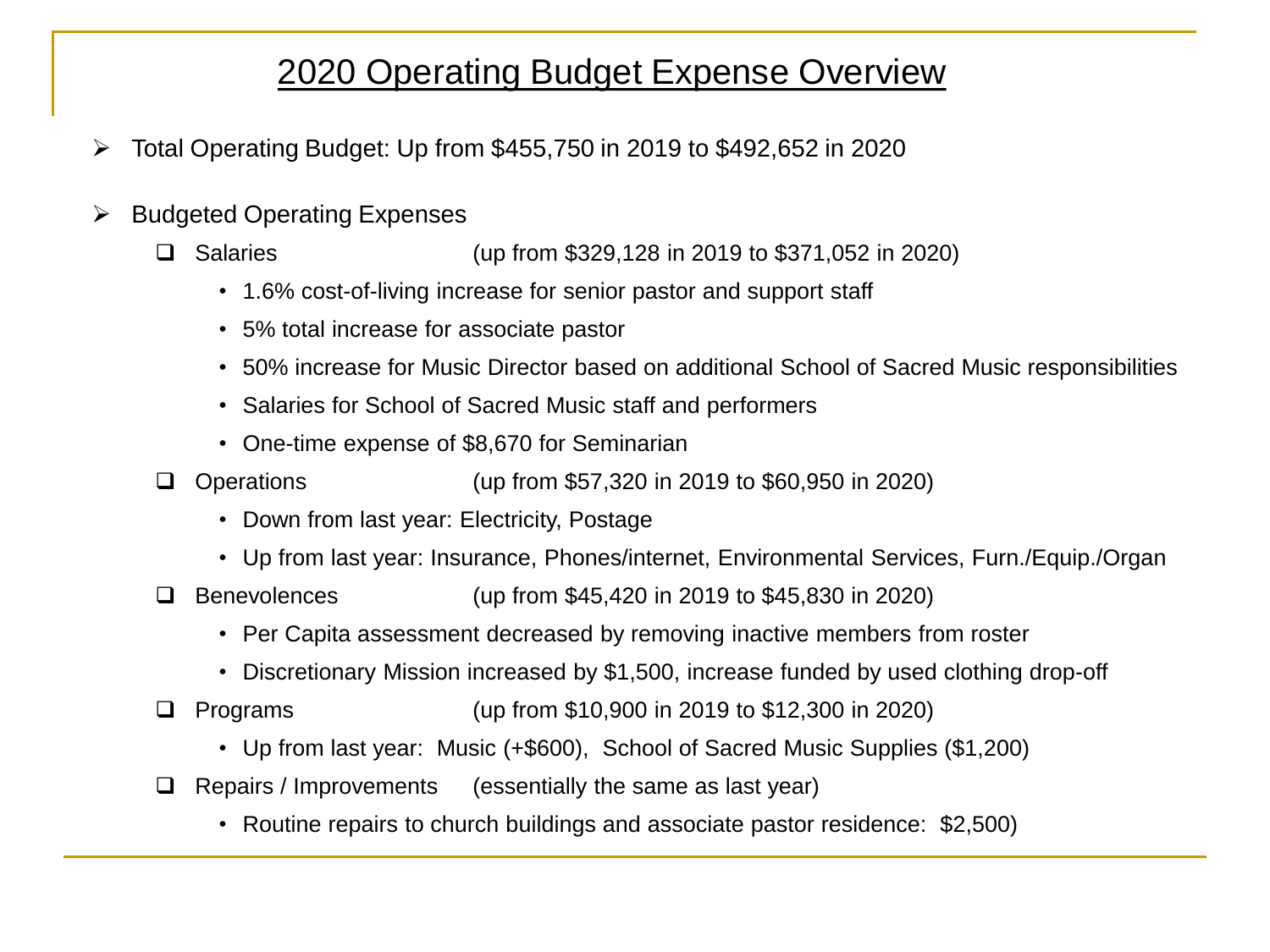# 2020 Operating Budget Expense Overview

- Total Operating Budget: Up from $455,750 in 2019 to $492,652 in 2020
- Budgeted Operating Expenses
  - Salaries (up from $329,128 in 2019 to $371,052 in 2020)
    - 1.6% cost-of-living increase for senior pastor and support staff
    - 5% total increase for associate pastor
    - 50% increase for Music Director based on additional School of Sacred Music responsibilities
    - Salaries for School of Sacred Music staff and performers
    - One-time expense of $8,670 for Seminarian
  - Operations (up from $57,320 in 2019 to $60,950 in 2020)
    - Down from last year: Electricity, Postage
    - Up from last year: Insurance, Phones/internet, Environmental Services, Furn./Equip./Organ
  - Benevolences (up from $45,420 in 2019 to $45,830 in 2020)
    - Per Capita assessment decreased by removing inactive members from roster
    - Discretionary Mission increased by $1,500, increase funded by used clothing drop-off
  - Programs (up from $10,900 in 2019 to $12,300 in 2020)
    - Up from last year: Music (+$600), School of Sacred Music Supplies ($1,200)
  - Repairs / Improvements (essentially the same as last year)
    - Routine repairs to church buildings and associate pastor residence: $2,500)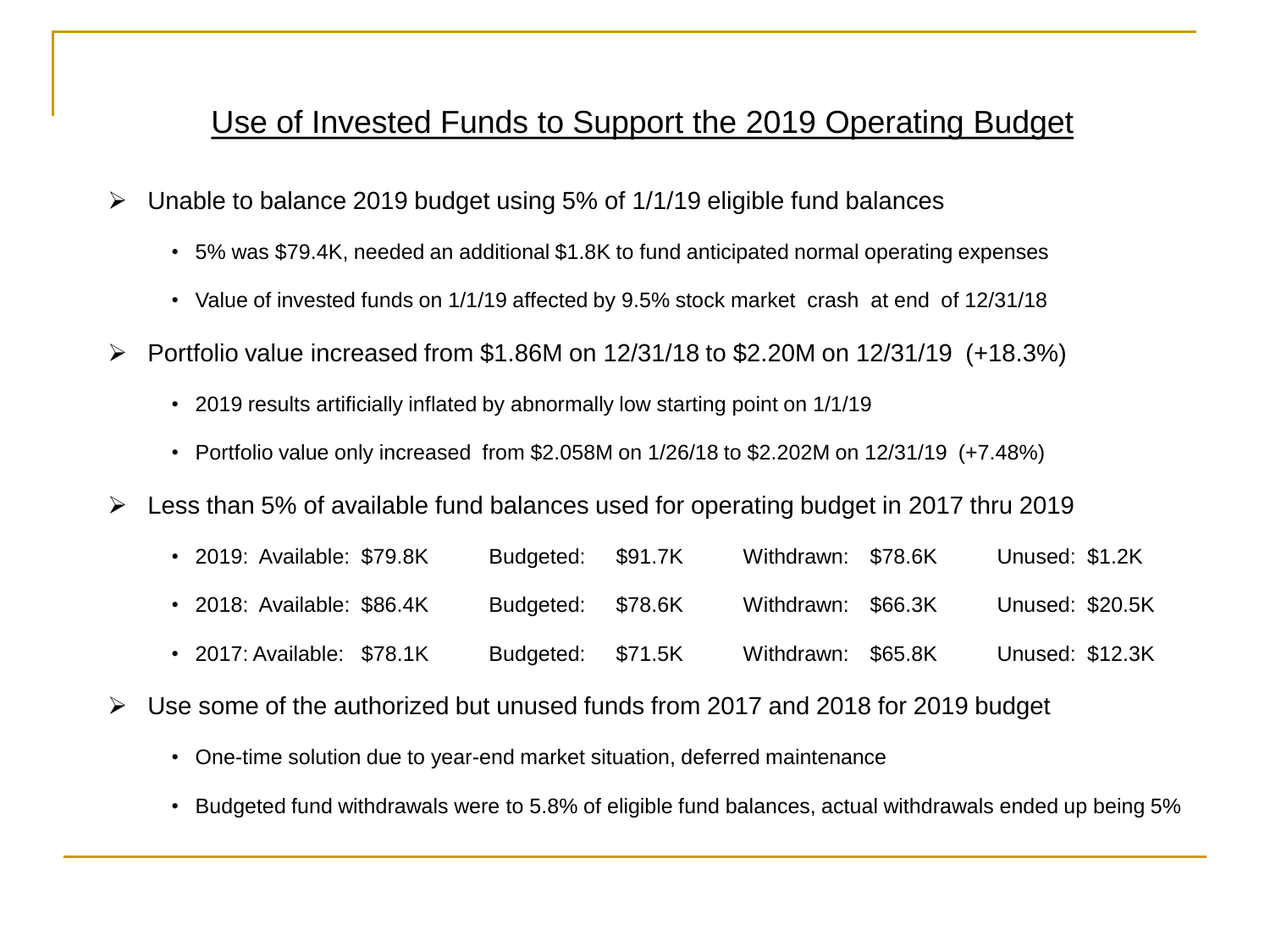## Use of Invested Funds to Support the 2019 Operating Budget

- Unable to balance 2019 budget using 5% of 1/1/19 eligible fund balances
  - 5% was \$79.4K, needed an additional \$1.8K to fund anticipated normal operating expenses
  - Value of invested funds on 1/1/19 affected by 9.5% stock market crash at end of 12/31/18
- Portfolio value increased from \$1.86M on 12/31/18 to \$2.20M on 12/31/19 (+18.3%)
  - 2019 results artificially inflated by abnormally low starting point on 1/1/19
  - Portfolio value only increased from \$2.058M on 1/26/18 to \$2.202M on 12/31/19 (+7.48%)
- Less than 5% of available fund balances used for operating budget in 2017 thru 2019
  - 2019: Available: \$79.8K    Budgeted: \$91.7K    Withdrawn: \$78.6K    Unused: \$1.2K
  - 2018: Available: \$86.4K    Budgeted: \$78.6K    Withdrawn: \$66.3K    Unused: \$20.5K
  - 2017: Available: \$78.1K    Budgeted: \$71.5K    Withdrawn: \$65.8K    Unused: \$12.3K
- Use some of the authorized but unused funds from 2017 and 2018 for 2019 budget
  - One-time solution due to year-end market situation, deferred maintenance
  - Budgeted fund withdrawals were to 5.8% of eligible fund balances, actual withdrawals ended up being 5%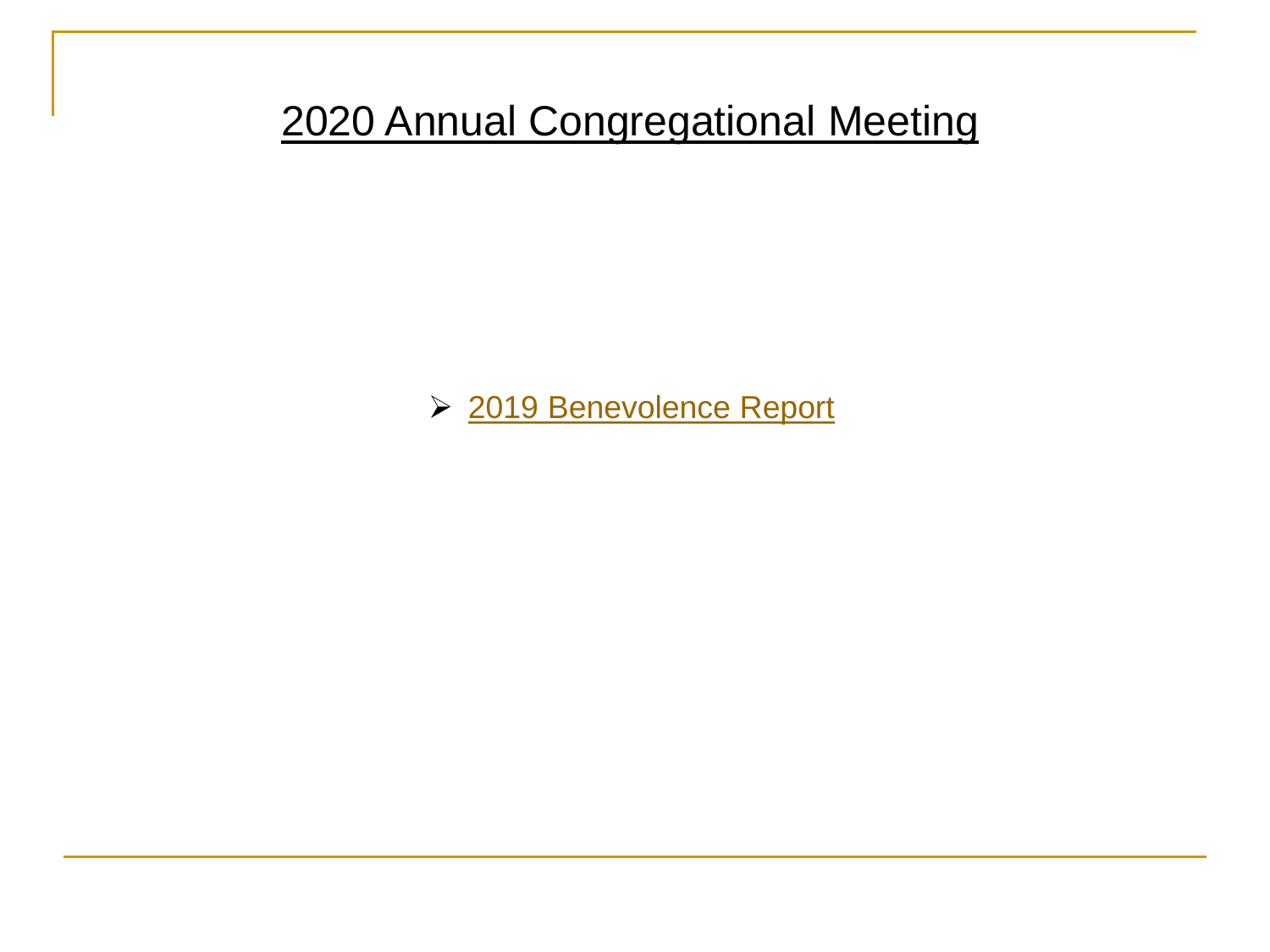# 2020 Annual Congregational Meeting

- 2019 Benevolence Report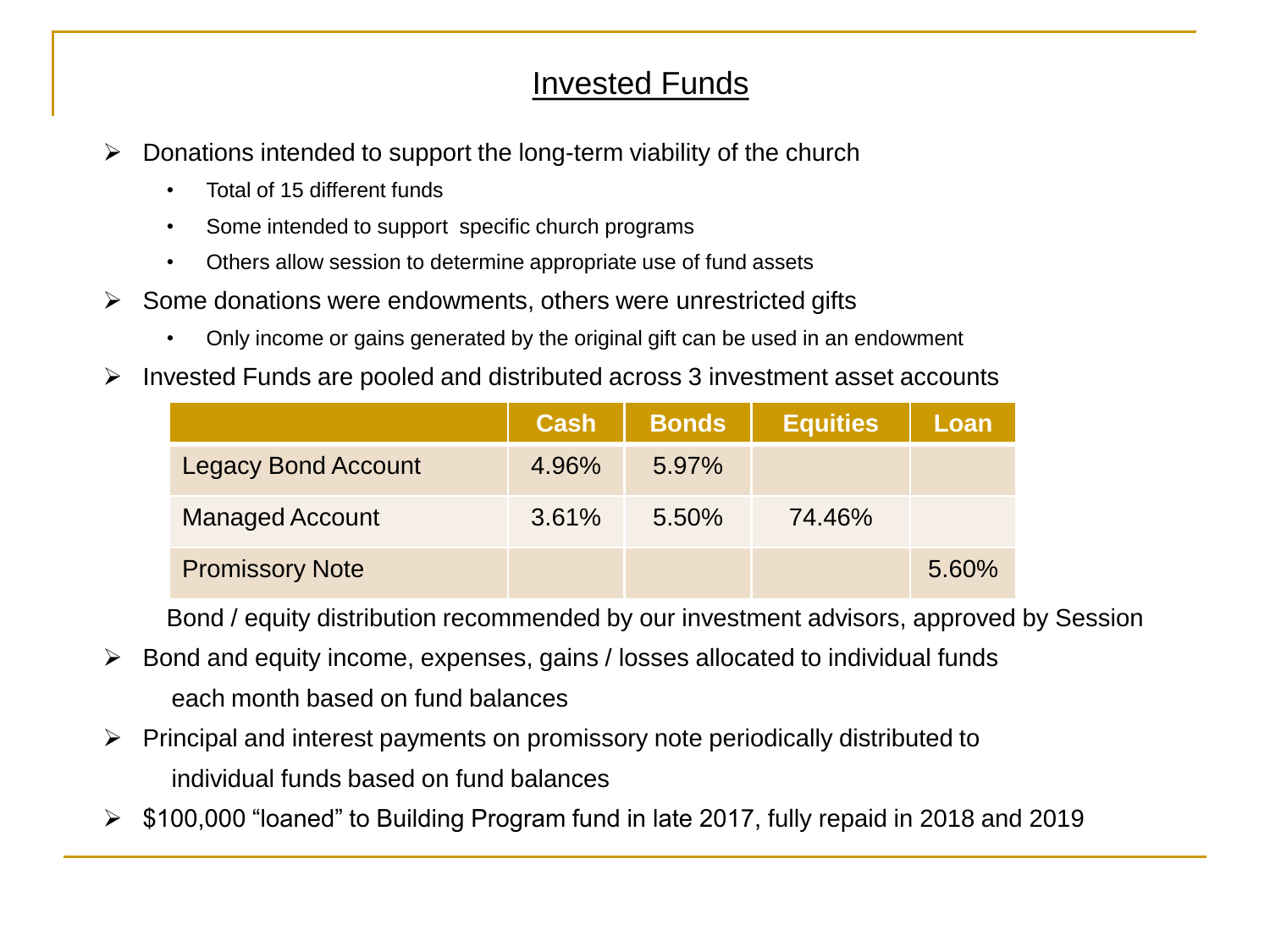# Invested Funds

- Donations intended to support the long-term viability of the church
  - Total of 15 different funds
  - Some intended to support specific church programs
  - Others allow session to determine appropriate use of fund assets
- Some donations were endowments, others were unrestricted gifts
  - Only income or gains generated by the original gift can be used in an endowment
- Invested Funds are pooled and distributed across 3 investment asset accounts

| | Cash | Bonds | Equities | Loan |
|---|---|---|---|---|
| Legacy Bond Account | 4.96% | 5.97% | | |
| Managed Account | 3.61% | 5.50% | 74.46% | |
| Promissory Note | | | | 5.60% |

Bond / equity distribution recommended by our investment advisors, approved by Session

- Bond and equity income, expenses, gains / losses allocated to individual funds each month based on fund balances
- Principal and interest payments on promissory note periodically distributed to individual funds based on fund balances
- $100,000 "loaned" to Building Program fund in late 2017, fully repaid in 2018 and 2019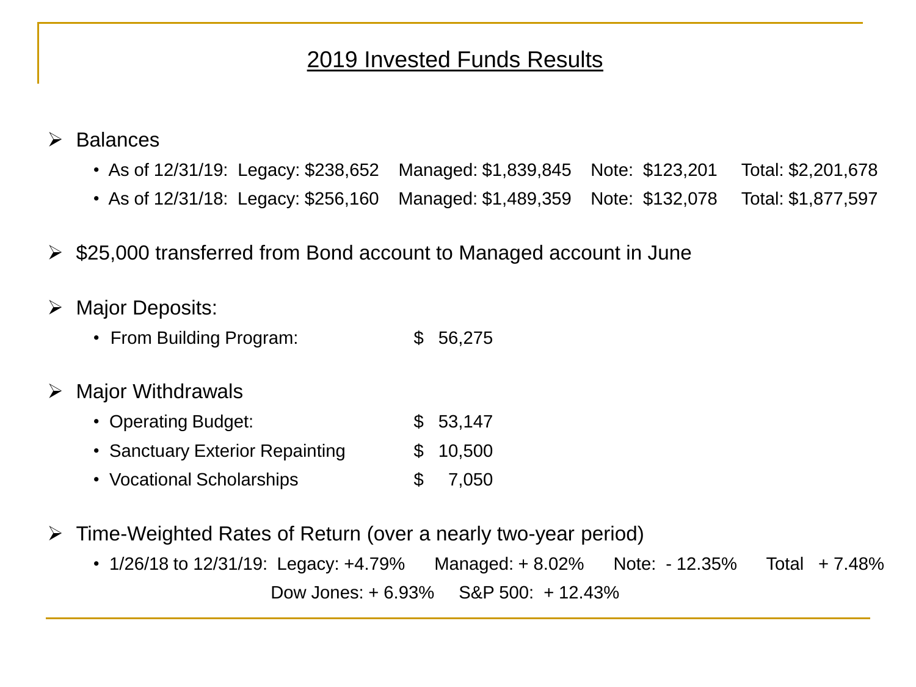# 2019 Invested Funds Results

- Balances
  - As of 12/31/19: Legacy: $238,652  Managed: $1,839,845  Note: $123,201  Total: $2,201,678
  - As of 12/31/18: Legacy: $256,160  Managed: $1,489,359  Note: $132,078  Total: $1,877,597

- $25,000 transferred from Bond account to Managed account in June

- Major Deposits:
  - From Building Program: $ 56,275

- Major Withdrawals
  - Operating Budget: $ 53,147
  - Sanctuary Exterior Repainting $ 10,500
  - Vocational Scholarships $ 7,050

- Time-Weighted Rates of Return (over a nearly two-year period)
  - 1/26/18 to 12/31/19: Legacy: +4.79%  Managed: + 8.02%  Note: - 12.35%  Total + 7.48%

    Dow Jones: + 6.93%  S&P 500: + 12.43%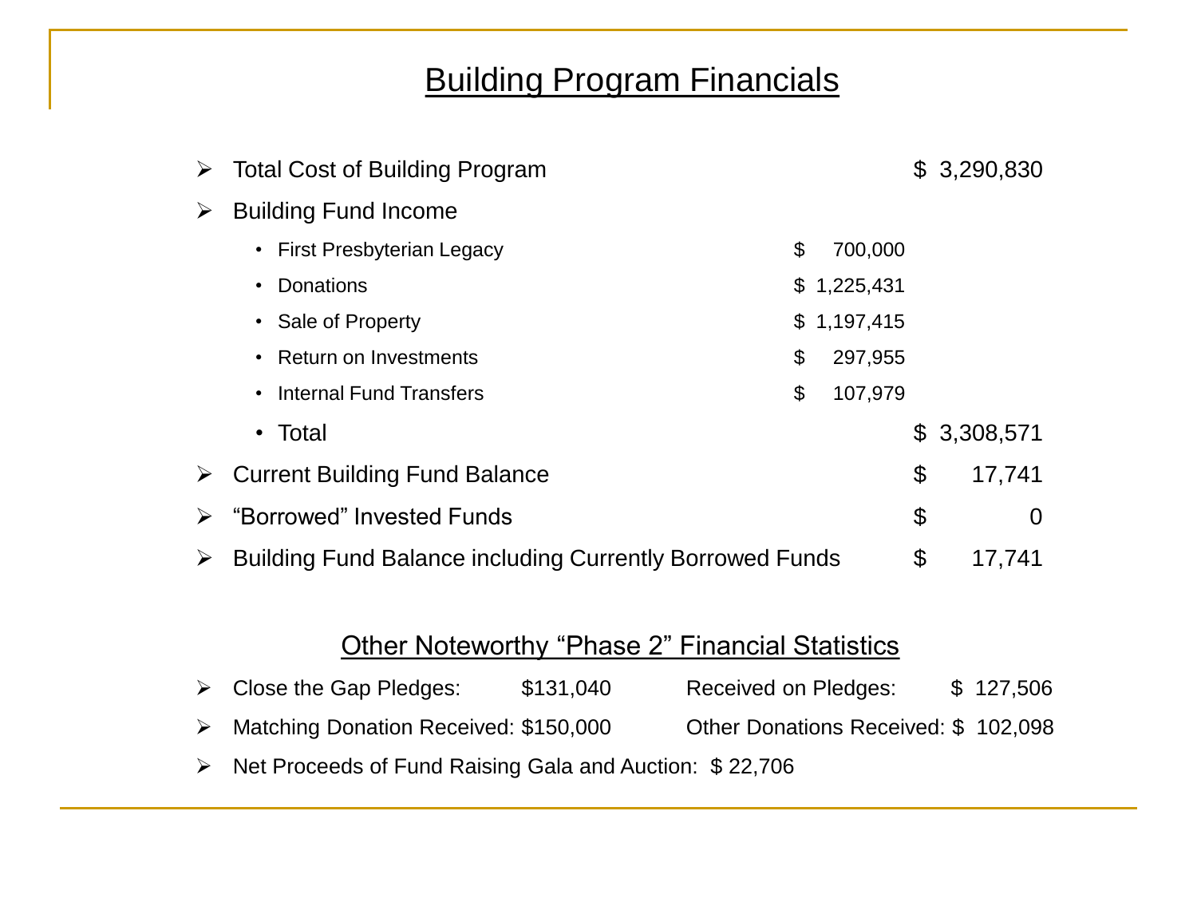# Building Program Financials

- Total Cost of Building Program — $ 3,290,830
- Building Fund Income
  - First Presbyterian Legacy — $ 700,000
  - Donations — $ 1,225,431
  - Sale of Property — $ 1,197,415
  - Return on Investments — $ 297,955
  - Internal Fund Transfers — $ 107,979
  - Total — $ 3,308,571
- Current Building Fund Balance — $ 17,741
- “Borrowed” Invested Funds — $ 0
- Building Fund Balance including Currently Borrowed Funds — $ 17,741

## Other Noteworthy “Phase 2” Financial Statistics

- Close the Gap Pledges: $131,040 — Received on Pledges: $ 127,506
- Matching Donation Received: $150,000 — Other Donations Received: $ 102,098
- Net Proceeds of Fund Raising Gala and Auction: $ 22,706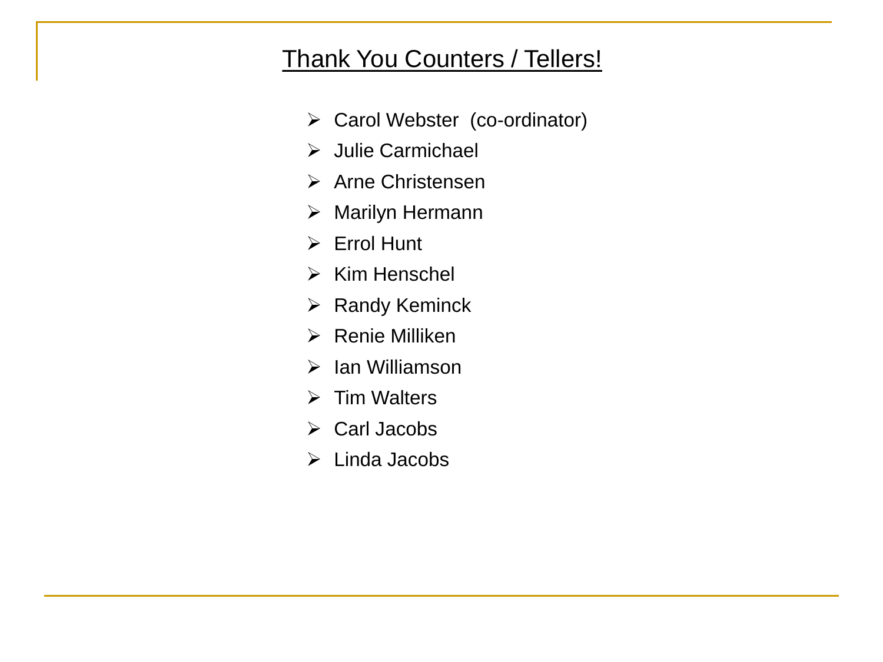# Thank You Counters / Tellers!

- Carol Webster (co-ordinator)
- Julie Carmichael
- Arne Christensen
- Marilyn Hermann
- Errol Hunt
- Kim Henschel
- Randy Keminck
- Renie Milliken
- Ian Williamson
- Tim Walters
- Carl Jacobs
- Linda Jacobs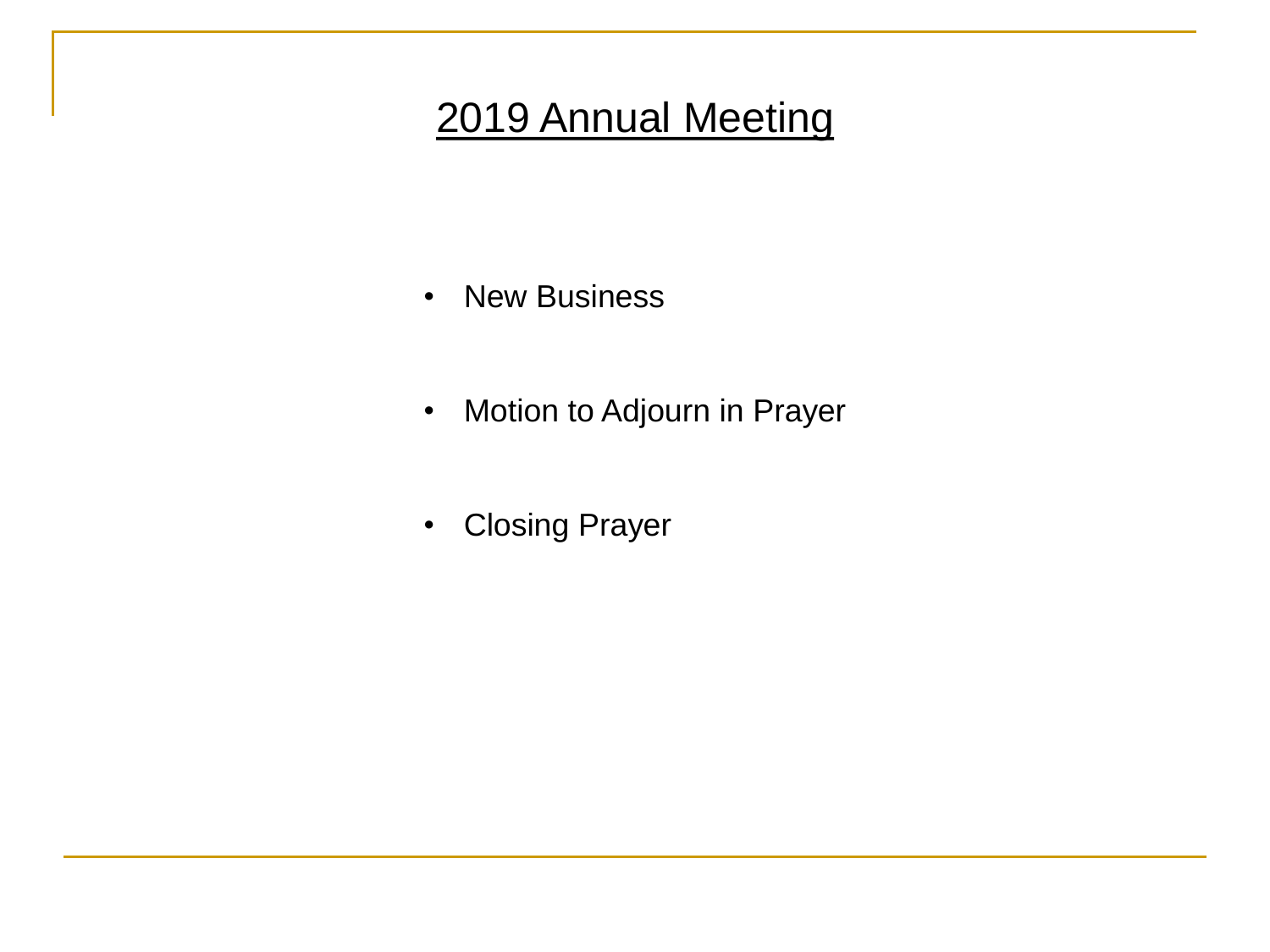# 2019 Annual Meeting

- New Business
- Motion to Adjourn in Prayer
- Closing Prayer